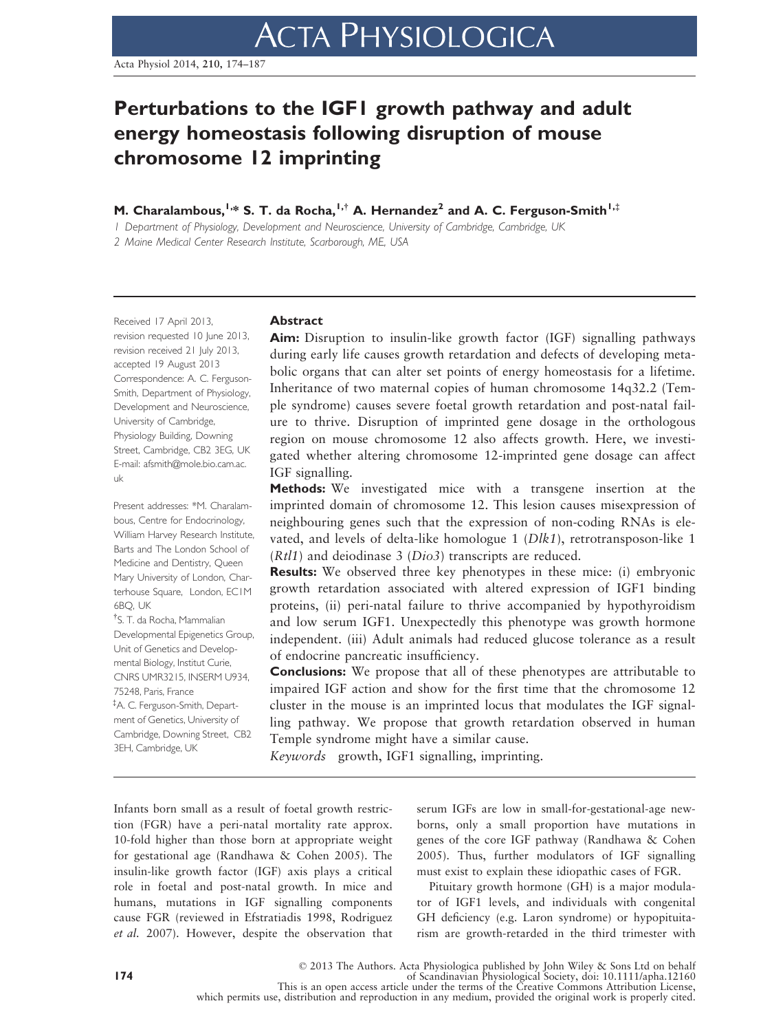# Perturbations to the IGF1 growth pathway and adult energy homeostasis following disruption of mouse chromosome 12 imprinting

**M. Charalambous,[1,*] S. T. da Rocha,[1,†] A. Hernandez[2] and A. C. Ferguson-Smith[1,‡]**

*1 Department of Physiology, Development and Neuroscience, University of Cambridge, Cambridge, UK*
*2 Maine Medical Center Research Institute, Scarborough, ME, USA*

Received 17 April 2013, revision requested 10 June 2013, revision received 21 July 2013, accepted 19 August 2013

Correspondence: A. C. Ferguson-Smith, Department of Physiology, Development and Neuroscience, University of Cambridge, Physiology Building, Downing Street, Cambridge, CB2 3EG, UK
E-mail: afsmith@mole.bio.cam.ac.uk

Present addresses: *M. Charalambous, Centre for Endocrinology, William Harvey Research Institute, Barts and The London School of Medicine and Dentistry, Queen Mary University of London, Charterhouse Square, London, EC1M 6BQ, UK
†S. T. da Rocha, Mammalian Developmental Epigenetics Group, Unit of Genetics and Developmental Biology, Institut Curie, CNRS UMR3215, INSERM U934, 75248, Paris, France
‡A. C. Ferguson-Smith, Department of Genetics, University of Cambridge, Downing Street, CB2 3EH, Cambridge, UK

## Abstract

**Aim:** Disruption to insulin-like growth factor (IGF) signalling pathways during early life causes growth retardation and defects of developing metabolic organs that can alter set points of energy homeostasis for a lifetime. Inheritance of two maternal copies of human chromosome 14q32.2 (Temple syndrome) causes severe foetal growth retardation and post-natal failure to thrive. Disruption of imprinted gene dosage in the orthologous region on mouse chromosome 12 also affects growth. Here, we investigated whether altering chromosome 12-imprinted gene dosage can affect IGF signalling.

**Methods:** We investigated mice with a transgene insertion at the imprinted domain of chromosome 12. This lesion causes misexpression of neighbouring genes such that the expression of non-coding RNAs is elevated, and levels of delta-like homologue 1 (*Dlk1*), retrotransposon-like 1 (*Rtl1*) and deiodinase 3 (*Dio3*) transcripts are reduced.

**Results:** We observed three key phenotypes in these mice: (i) embryonic growth retardation associated with altered expression of IGF1 binding proteins, (ii) peri-natal failure to thrive accompanied by hypothyroidism and low serum IGF1. Unexpectedly this phenotype was growth hormone independent. (iii) Adult animals had reduced glucose tolerance as a result of endocrine pancreatic insufficiency.

**Conclusions:** We propose that all of these phenotypes are attributable to impaired IGF action and show for the first time that the chromosome 12 cluster in the mouse is an imprinted locus that modulates the IGF signalling pathway. We propose that growth retardation observed in human Temple syndrome might have a similar cause.

*Keywords* growth, IGF1 signalling, imprinting.

Infants born small as a result of foetal growth restriction (FGR) have a peri-natal mortality rate approx. 10-fold higher than those born at appropriate weight for gestational age (Randhawa & Cohen 2005). The insulin-like growth factor (IGF) axis plays a critical role in foetal and post-natal growth. In mice and humans, mutations in IGF signalling components cause FGR (reviewed in Efstratiadis 1998, Rodriguez *et al.* 2007). However, despite the observation that serum IGFs are low in small-for-gestational-age newborns, only a small proportion have mutations in genes of the core IGF pathway (Randhawa & Cohen 2005). Thus, further modulators of IGF signalling must exist to explain these idiopathic cases of FGR.

Pituitary growth hormone (GH) is a major modulator of IGF1 levels, and individuals with congenital GH deficiency (e.g. Laron syndrome) or hypopituitarism are growth-retarded in the third trimester with

© 2013 The Authors. Acta Physiologica published by John Wiley & Sons Ltd on behalf of Scandinavian Physiological Society, doi: 10.1111/apha.12160
This is an open access article under the terms of the Creative Commons Attribution License, which permits use, distribution and reproduction in any medium, provided the original work is properly cited.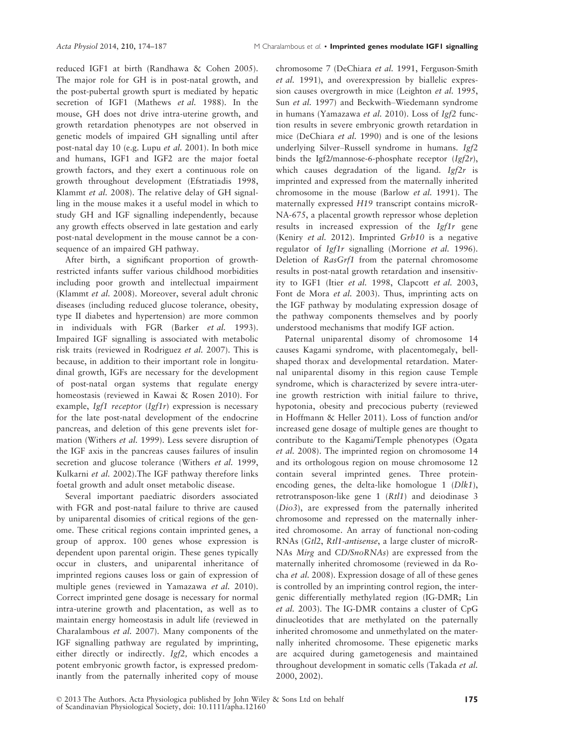reduced IGF1 at birth (Randhawa & Cohen 2005). The major role for GH is in post-natal growth, and the post-pubertal growth spurt is mediated by hepatic secretion of IGF1 (Mathews *et al.* 1988). In the mouse, GH does not drive intra-uterine growth, and growth retardation phenotypes are not observed in genetic models of impaired GH signalling until after post-natal day 10 (e.g. Lupu *et al.* 2001). In both mice and humans, IGF1 and IGF2 are the major foetal growth factors, and they exert a continuous role on growth throughout development (Efstratiadis 1998, Klammt *et al.* 2008). The relative delay of GH signalling in the mouse makes it a useful model in which to study GH and IGF signalling independently, because any growth effects observed in late gestation and early post-natal development in the mouse cannot be a consequence of an impaired GH pathway.

After birth, a significant proportion of growth-restricted infants suffer various childhood morbidities including poor growth and intellectual impairment (Klammt *et al.* 2008). Moreover, several adult chronic diseases (including reduced glucose tolerance, obesity, type II diabetes and hypertension) are more common in individuals with FGR (Barker *et al.* 1993). Impaired IGF signalling is associated with metabolic risk traits (reviewed in Rodriguez *et al.* 2007). This is because, in addition to their important role in longitudinal growth, IGFs are necessary for the development of post-natal organ systems that regulate energy homeostasis (reviewed in Kawai & Rosen 2010). For example, *Igf1 receptor* (*Igf1r*) expression is necessary for the late post-natal development of the endocrine pancreas, and deletion of this gene prevents islet formation (Withers *et al.* 1999). Less severe disruption of the IGF axis in the pancreas causes failures of insulin secretion and glucose tolerance (Withers *et al.* 1999, Kulkarni *et al.* 2002).The IGF pathway therefore links foetal growth and adult onset metabolic disease.

Several important paediatric disorders associated with FGR and post-natal failure to thrive are caused by uniparental disomies of critical regions of the genome. These critical regions contain imprinted genes, a group of approx. 100 genes whose expression is dependent upon parental origin. These genes typically occur in clusters, and uniparental inheritance of imprinted regions causes loss or gain of expression of multiple genes (reviewed in Yamazawa *et al.* 2010). Correct imprinted gene dosage is necessary for normal intra-uterine growth and placentation, as well as to maintain energy homeostasis in adult life (reviewed in Charalambous *et al.* 2007). Many components of the IGF signalling pathway are regulated by imprinting, either directly or indirectly. *Igf2*, which encodes a potent embryonic growth factor, is expressed predominantly from the paternally inherited copy of mouse chromosome 7 (DeChiara *et al.* 1991, Ferguson-Smith *et al.* 1991), and overexpression by biallelic expression causes overgrowth in mice (Leighton *et al.* 1995, Sun *et al.* 1997) and Beckwith–Wiedemann syndrome in humans (Yamazawa *et al.* 2010). Loss of *Igf2* function results in severe embryonic growth retardation in mice (DeChiara *et al.* 1990) and is one of the lesions underlying Silver–Russell syndrome in humans. *Igf2* binds the Igf2/mannose-6-phosphate receptor (*Igf2r*), which causes degradation of the ligand. *Igf2r* is imprinted and expressed from the maternally inherited chromosome in the mouse (Barlow *et al.* 1991). The maternally expressed *H19* transcript contains microRNA-675, a placental growth repressor whose depletion results in increased expression of the *Igf1r* gene (Keniry *et al.* 2012). Imprinted *Grb10* is a negative regulator of *Igf1r* signalling (Morrione *et al.* 1996). Deletion of *RasGrf1* from the paternal chromosome results in post-natal growth retardation and insensitivity to IGF1 (Itier *et al.* 1998, Clapcott *et al.* 2003, Font de Mora *et al.* 2003). Thus, imprinting acts on the IGF pathway by modulating expression dosage of the pathway components themselves and by poorly understood mechanisms that modify IGF action.

Paternal uniparental disomy of chromosome 14 causes Kagami syndrome, with placentomegaly, bell-shaped thorax and developmental retardation. Maternal uniparental disomy in this region cause Temple syndrome, which is characterized by severe intra-uterine growth restriction with initial failure to thrive, hypotonia, obesity and precocious puberty (reviewed in Hoffmann & Heller 2011). Loss of function and/or increased gene dosage of multiple genes are thought to contribute to the Kagami/Temple phenotypes (Ogata *et al.* 2008). The imprinted region on chromosome 14 and its orthologous region on mouse chromosome 12 contain several imprinted genes. Three protein-encoding genes, the delta-like homologue 1 (*Dlk1*), retrotransposon-like gene 1 (*Rtl1*) and deiodinase 3 (*Dio3*), are expressed from the paternally inherited chromosome and repressed on the maternally inherited chromosome. An array of functional non-coding RNAs (*Gtl2*, *Rtl1-antisense*, a large cluster of microRNAs *Mirg* and *CD/SnoRNAs*) are expressed from the maternally inherited chromosome (reviewed in da Rocha *et al.* 2008). Expression dosage of all of these genes is controlled by an imprinting control region, the intergenic differentially methylated region (IG-DMR; Lin *et al.* 2003). The IG-DMR contains a cluster of CpG dinucleotides that are methylated on the paternally inherited chromosome and unmethylated on the maternally inherited chromosome. These epigenetic marks are acquired during gametogenesis and maintained throughout development in somatic cells (Takada *et al.* 2000, 2002).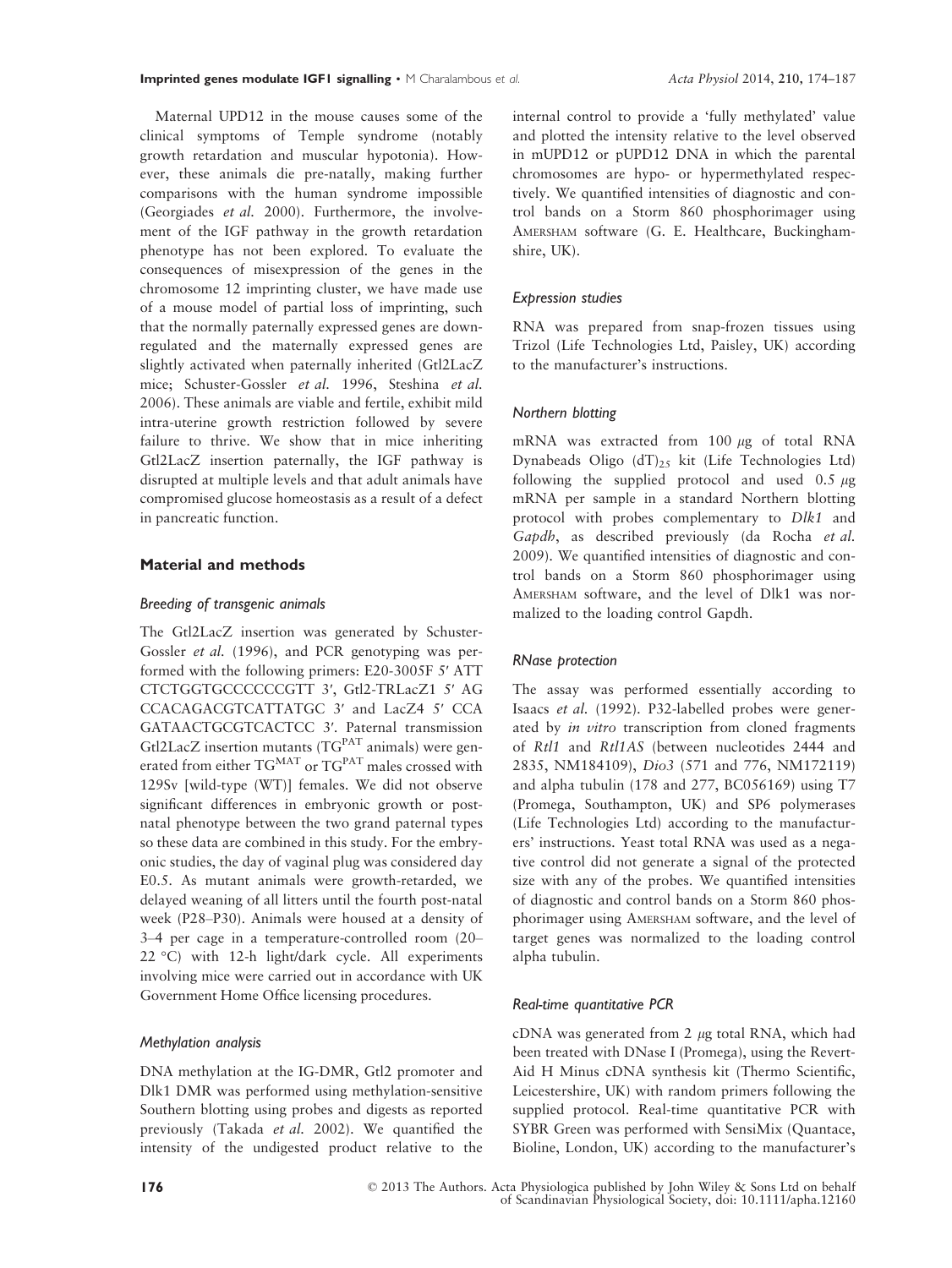Maternal UPD12 in the mouse causes some of the clinical symptoms of Temple syndrome (notably growth retardation and muscular hypotonia). However, these animals die pre-natally, making further comparisons with the human syndrome impossible (Georgiades *et al.* 2000). Furthermore, the involvement of the IGF pathway in the growth retardation phenotype has not been explored. To evaluate the consequences of misexpression of the genes in the chromosome 12 imprinting cluster, we have made use of a mouse model of partial loss of imprinting, such that the normally paternally expressed genes are downregulated and the maternally expressed genes are slightly activated when paternally inherited (Gtl2LacZ mice; Schuster-Gossler *et al.* 1996, Steshina *et al.* 2006). These animals are viable and fertile, exhibit mild intra-uterine growth restriction followed by severe failure to thrive. We show that in mice inheriting Gtl2LacZ insertion paternally, the IGF pathway is disrupted at multiple levels and that adult animals have compromised glucose homeostasis as a result of a defect in pancreatic function.

## Material and methods

### Breeding of transgenic animals

The Gtl2LacZ insertion was generated by Schuster-Gossler *et al.* (1996), and PCR genotyping was performed with the following primers: E20-3005F 5′ ATT CTCTGGTGCCCCCCGTT 3′, Gtl2-TRLacZ1 5′ AG CCACAGACGTCATTATGC 3′ and LacZ4 5′ CCA GATAACTGCGTCACTCC 3′. Paternal transmission Gtl2LacZ insertion mutants (TG$^{PAT}$ animals) were generated from either TG$^{MAT}$ or TG$^{PAT}$ males crossed with 129Sv [wild-type (WT)] females. We did not observe significant differences in embryonic growth or post-natal phenotype between the two grand paternal types so these data are combined in this study. For the embryonic studies, the day of vaginal plug was considered day E0.5. As mutant animals were growth-retarded, we delayed weaning of all litters until the fourth post-natal week (P28–P30). Animals were housed at a density of 3–4 per cage in a temperature-controlled room (20–22 °C) with 12-h light/dark cycle. All experiments involving mice were carried out in accordance with UK Government Home Office licensing procedures.

### Methylation analysis

DNA methylation at the IG-DMR, Gtl2 promoter and Dlk1 DMR was performed using methylation-sensitive Southern blotting using probes and digests as reported previously (Takada *et al.* 2002). We quantified the intensity of the undigested product relative to the internal control to provide a 'fully methylated' value and plotted the intensity relative to the level observed in mUPD12 or pUPD12 DNA in which the parental chromosomes are hypo- or hypermethylated respectively. We quantified intensities of diagnostic and control bands on a Storm 860 phosphorimager using AMERSHAM software (G. E. Healthcare, Buckinghamshire, UK).

### Expression studies

RNA was prepared from snap-frozen tissues using Trizol (Life Technologies Ltd, Paisley, UK) according to the manufacturer's instructions.

### Northern blotting

mRNA was extracted from 100 μg of total RNA Dynabeads Oligo $(dT)_{25}$ kit (Life Technologies Ltd) following the supplied protocol and used 0.5 μg mRNA per sample in a standard Northern blotting protocol with probes complementary to *Dlk1* and *Gapdh*, as described previously (da Rocha *et al.* 2009). We quantified intensities of diagnostic and control bands on a Storm 860 phosphorimager using AMERSHAM software, and the level of Dlk1 was normalized to the loading control Gapdh.

### RNase protection

The assay was performed essentially according to Isaacs *et al.* (1992). P32-labelled probes were generated by *in vitro* transcription from cloned fragments of *Rtl1* and *Rtl1AS* (between nucleotides 2444 and 2835, NM184109), *Dio3* (571 and 776, NM172119) and alpha tubulin (178 and 277, BC056169) using T7 (Promega, Southampton, UK) and SP6 polymerases (Life Technologies Ltd) according to the manufacturers' instructions. Yeast total RNA was used as a negative control did not generate a signal of the protected size with any of the probes. We quantified intensities of diagnostic and control bands on a Storm 860 phosphorimager using AMERSHAM software, and the level of target genes was normalized to the loading control alpha tubulin.

### Real-time quantitative PCR

cDNA was generated from 2 μg total RNA, which had been treated with DNase I (Promega), using the Revert-Aid H Minus cDNA synthesis kit (Thermo Scientific, Leicestershire, UK) with random primers following the supplied protocol. Real-time quantitative PCR with SYBR Green was performed with SensiMix (Quantace, Bioline, London, UK) according to the manufacturer's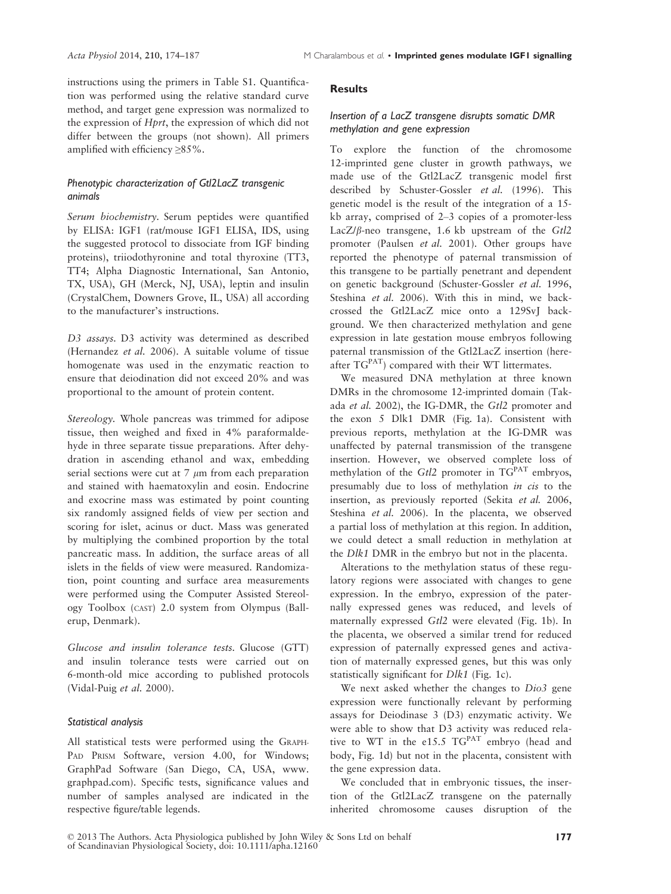instructions using the primers in Table S1. Quantification was performed using the relative standard curve method, and target gene expression was normalized to the expression of *Hprt*, the expression of which did not differ between the groups (not shown). All primers amplified with efficiency ≥85%.

### Phenotypic characterization of Gtl2LacZ transgenic animals

*Serum biochemistry.* Serum peptides were quantified by ELISA: IGF1 (rat/mouse IGF1 ELISA, IDS, using the suggested protocol to dissociate from IGF binding proteins), triiodothyronine and total thyroxine (TT3, TT4; Alpha Diagnostic International, San Antonio, TX, USA), GH (Merck, NJ, USA), leptin and insulin (CrystalChem, Downers Grove, IL, USA) all according to the manufacturer's instructions.

*D3 assays.* D3 activity was determined as described (Hernandez *et al.* 2006). A suitable volume of tissue homogenate was used in the enzymatic reaction to ensure that deiodination did not exceed 20% and was proportional to the amount of protein content.

*Stereology.* Whole pancreas was trimmed for adipose tissue, then weighed and fixed in 4% paraformaldehyde in three separate tissue preparations. After dehydration in ascending ethanol and wax, embedding serial sections were cut at 7 $\mu$m from each preparation and stained with haematoxylin and eosin. Endocrine and exocrine mass was estimated by point counting six randomly assigned fields of view per section and scoring for islet, acinus or duct. Mass was generated by multiplying the combined proportion by the total pancreatic mass. In addition, the surface areas of all islets in the fields of view were measured. Randomization, point counting and surface area measurements were performed using the Computer Assisted Stereology Toolbox (CAST) 2.0 system from Olympus (Ballerup, Denmark).

*Glucose and insulin tolerance tests.* Glucose (GTT) and insulin tolerance tests were carried out on 6-month-old mice according to published protocols (Vidal-Puig *et al.* 2000).

### Statistical analysis

All statistical tests were performed using the GraphPad Prism Software, version 4.00, for Windows; GraphPad Software (San Diego, CA, USA, www.graphpad.com). Specific tests, significance values and number of samples analysed are indicated in the respective figure/table legends.

## Results

### Insertion of a LacZ transgene disrupts somatic DMR methylation and gene expression

To explore the function of the chromosome 12-imprinted gene cluster in growth pathways, we made use of the Gtl2LacZ transgenic model first described by Schuster-Gossler *et al.* (1996). This genetic model is the result of the integration of a 15-kb array, comprised of 2–3 copies of a promoter-less LacZ/$\beta$-neo transgene, 1.6 kb upstream of the *Gtl2* promoter (Paulsen *et al.* 2001). Other groups have reported the phenotype of paternal transmission of this transgene to be partially penetrant and dependent on genetic background (Schuster-Gossler *et al.* 1996, Steshina *et al.* 2006). With this in mind, we backcrossed the Gtl2LacZ mice onto a 129SvJ background. We then characterized methylation and gene expression in late gestation mouse embryos following paternal transmission of the Gtl2LacZ insertion (hereafter $TG^{PAT}$) compared with their WT littermates.

We measured DNA methylation at three known DMRs in the chromosome 12-imprinted domain (Takada *et al.* 2002), the IG-DMR, the *Gtl2* promoter and the exon 5 Dlk1 DMR (Fig. 1a). Consistent with previous reports, methylation at the IG-DMR was unaffected by paternal transmission of the transgene insertion. However, we observed complete loss of methylation of the *Gtl2* promoter in $TG^{PAT}$ embryos, presumably due to loss of methylation *in cis* to the insertion, as previously reported (Sekita *et al.* 2006, Steshina *et al.* 2006). In the placenta, we observed a partial loss of methylation at this region. In addition, we could detect a small reduction in methylation at the *Dlk1* DMR in the embryo but not in the placenta.

Alterations to the methylation status of these regulatory regions were associated with changes to gene expression. In the embryo, expression of the paternally expressed genes was reduced, and levels of maternally expressed *Gtl2* were elevated (Fig. 1b). In the placenta, we observed a similar trend for reduced expression of paternally expressed genes and activation of maternally expressed genes, but this was only statistically significant for *Dlk1* (Fig. 1c).

We next asked whether the changes to *Dio3* gene expression were functionally relevant by performing assays for Deiodinase 3 (D3) enzymatic activity. We were able to show that D3 activity was reduced relative to WT in the e15.5 $TG^{PAT}$ embryo (head and body, Fig. 1d) but not in the placenta, consistent with the gene expression data.

We concluded that in embryonic tissues, the insertion of the Gtl2LacZ transgene on the paternally inherited chromosome causes disruption of the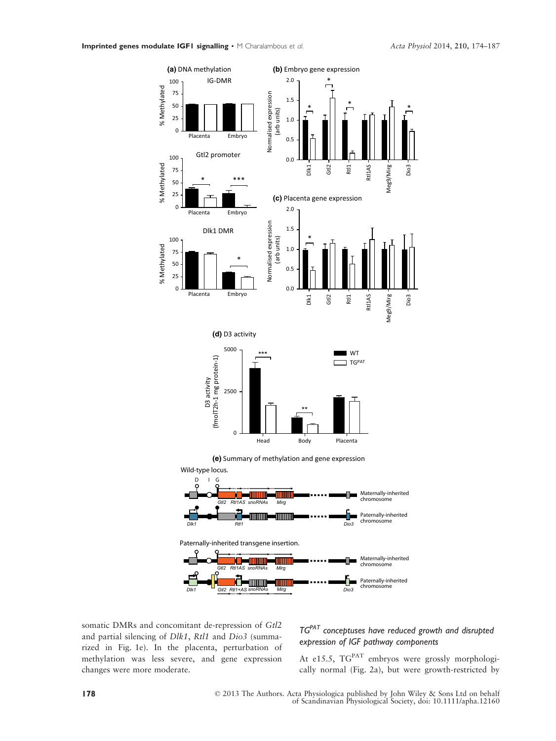somatic DMRs and concomitant de-repression of *Gtl2* and partial silencing of *Dlk1*, *Rtl1* and *Dio3* (summarized in Fig. 1e). In the placenta, perturbation of methylation was less severe, and gene expression changes were more moderate.

### $TG^{PAT}$ conceptuses have reduced growth and disrupted expression of IGF pathway components

At e15.5, $TG^{PAT}$ embryos were grossly morphologically normal (Fig. 2a), but were growth-restricted by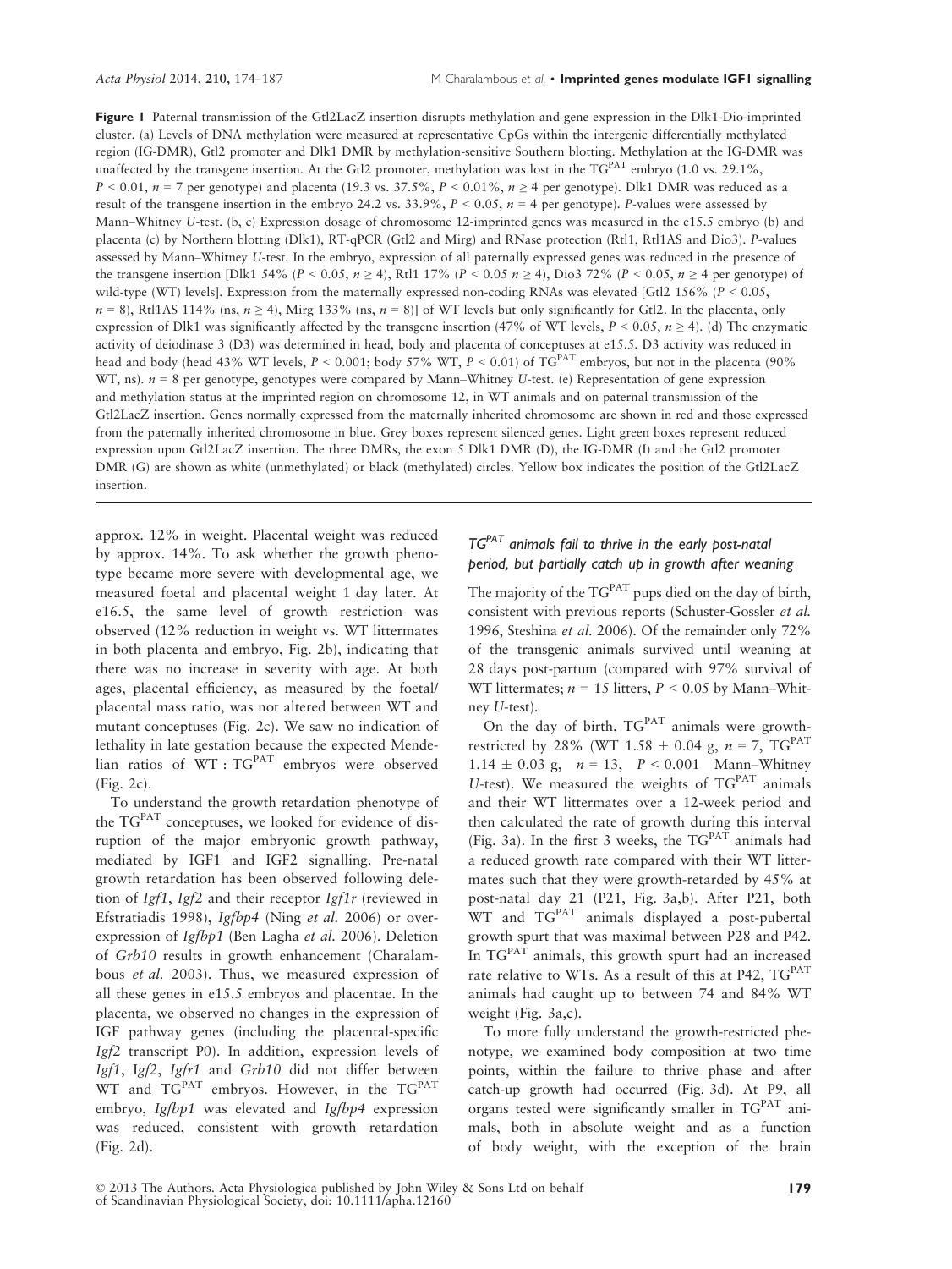**Figure 1** Paternal transmission of the Gtl2LacZ insertion disrupts methylation and gene expression in the Dlk1-Dio-imprinted cluster. (a) Levels of DNA methylation were measured at representative CpGs within the intergenic differentially methylated region (IG-DMR), Gtl2 promoter and Dlk1 DMR by methylation-sensitive Southern blotting. Methylation at the IG-DMR was unaffected by the transgene insertion. At the Gtl2 promoter, methylation was lost in the $TG^{PAT}$ embryo (1.0 vs. 29.1%, $P < 0.01$, $n = 7$ per genotype) and placenta (19.3 vs. 37.5%, $P < 0.01\%$, $n \geq 4$ per genotype). Dlk1 DMR was reduced as a result of the transgene insertion in the embryo 24.2 vs. 33.9%, $P < 0.05$, $n = 4$ per genotype). P-values were assessed by Mann–Whitney U-test. (b, c) Expression dosage of chromosome 12-imprinted genes was measured in the e15.5 embryo (b) and placenta (c) by Northern blotting (Dlk1), RT-qPCR (Gtl2 and Mirg) and RNase protection (Rtl1, Rtl1AS and Dio3). P-values assessed by Mann–Whitney U-test. In the embryo, expression of all paternally expressed genes was reduced in the presence of the transgene insertion [Dlk1 54% ($P < 0.05$, $n \geq 4$), Rtl1 17% ($P < 0.05$ $n \geq 4$), Dio3 72% ($P < 0.05$, $n \geq 4$ per genotype) of wild-type (WT) levels]. Expression from the maternally expressed non-coding RNAs was elevated [Gtl2 156% ($P < 0.05$, $n = 8$), Rtl1AS 114% (ns, $n \geq 4$), Mirg 133% (ns, $n = 8$)] of WT levels but only significantly for Gtl2. In the placenta, only expression of Dlk1 was significantly affected by the transgene insertion (47% of WT levels, $P < 0.05$, $n \geq 4$). (d) The enzymatic activity of deiodinase 3 (D3) was determined in head, body and placenta of conceptuses at e15.5. D3 activity was reduced in head and body (head 43% WT levels, $P < 0.001$; body 57% WT, $P < 0.01$) of $TG^{PAT}$ embryos, but not in the placenta (90% WT, ns). $n = 8$ per genotype, genotypes were compared by Mann–Whitney U-test. (e) Representation of gene expression and methylation status at the imprinted region on chromosome 12, in WT animals and on paternal transmission of the Gtl2LacZ insertion. Genes normally expressed from the maternally inherited chromosome are shown in red and those expressed from the paternally inherited chromosome in blue. Grey boxes represent silenced genes. Light green boxes represent reduced expression upon Gtl2LacZ insertion. The three DMRs, the exon 5 Dlk1 DMR (D), the IG-DMR (I) and the Gtl2 promoter DMR (G) are shown as white (unmethylated) or black (methylated) circles. Yellow box indicates the position of the Gtl2LacZ insertion.

approx. 12% in weight. Placental weight was reduced by approx. 14%. To ask whether the growth phenotype became more severe with developmental age, we measured foetal and placental weight 1 day later. At e16.5, the same level of growth restriction was observed (12% reduction in weight vs. WT littermates in both placenta and embryo, Fig. 2b), indicating that there was no increase in severity with age. At both ages, placental efficiency, as measured by the foetal/placental mass ratio, was not altered between WT and mutant conceptuses (Fig. 2c). We saw no indication of lethality in late gestation because the expected Mendelian ratios of WT : $TG^{PAT}$ embryos were observed (Fig. 2c).

To understand the growth retardation phenotype of the $TG^{PAT}$ conceptuses, we looked for evidence of disruption of the major embryonic growth pathway, mediated by IGF1 and IGF2 signalling. Pre-natal growth retardation has been observed following deletion of *Igf1*, *Igf2* and their receptor *Igf1r* (reviewed in Efstratiadis 1998), *Igfbp4* (Ning *et al.* 2006) or over-expression of *Igfbp1* (Ben Lagha *et al.* 2006). Deletion of *Grb10* results in growth enhancement (Charalambous *et al.* 2003). Thus, we measured expression of all these genes in e15.5 embryos and placentae. In the placenta, we observed no changes in the expression of IGF pathway genes (including the placental-specific *Igf2* transcript P0). In addition, expression levels of *Igf1*, I*gf2*, *Igfr1* and *Grb10* did not differ between WT and $TG^{PAT}$ embryos. However, in the $TG^{PAT}$ embryo, *Igfbp1* was elevated and *Igfbp4* expression was reduced, consistent with growth retardation (Fig. 2d).

### *$TG^{PAT}$ animals fail to thrive in the early post-natal period, but partially catch up in growth after weaning*

The majority of the $TG^{PAT}$ pups died on the day of birth, consistent with previous reports (Schuster-Gossler *et al.* 1996, Steshina *et al.* 2006). Of the remainder only 72% of the transgenic animals survived until weaning at 28 days post-partum (compared with 97% survival of WT littermates; $n = 15$ litters, $P < 0.05$ by Mann–Whitney U-test).

On the day of birth, $TG^{PAT}$ animals were growth-restricted by 28% (WT $1.58 \pm 0.04$ g, $n = 7$, $TG^{PAT}$ $1.14 \pm 0.03$ g, $n = 13$, $P < 0.001$ Mann–Whitney U-test). We measured the weights of $TG^{PAT}$ animals and their WT littermates over a 12-week period and then calculated the rate of growth during this interval (Fig. 3a). In the first 3 weeks, the $TG^{PAT}$ animals had a reduced growth rate compared with their WT littermates such that they were growth-retarded by 45% at post-natal day 21 (P21, Fig. 3a,b). After P21, both WT and $TG^{PAT}$ animals displayed a post-pubertal growth spurt that was maximal between P28 and P42. In $TG^{PAT}$ animals, this growth spurt had an increased rate relative to WTs. As a result of this at P42, $TG^{PAT}$ animals had caught up to between 74 and 84% WT weight (Fig. 3a,c).

To more fully understand the growth-restricted phenotype, we examined body composition at two time points, within the failure to thrive phase and after catch-up growth had occurred (Fig. 3d). At P9, all organs tested were significantly smaller in $TG^{PAT}$ animals, both in absolute weight and as a function of body weight, with the exception of the brain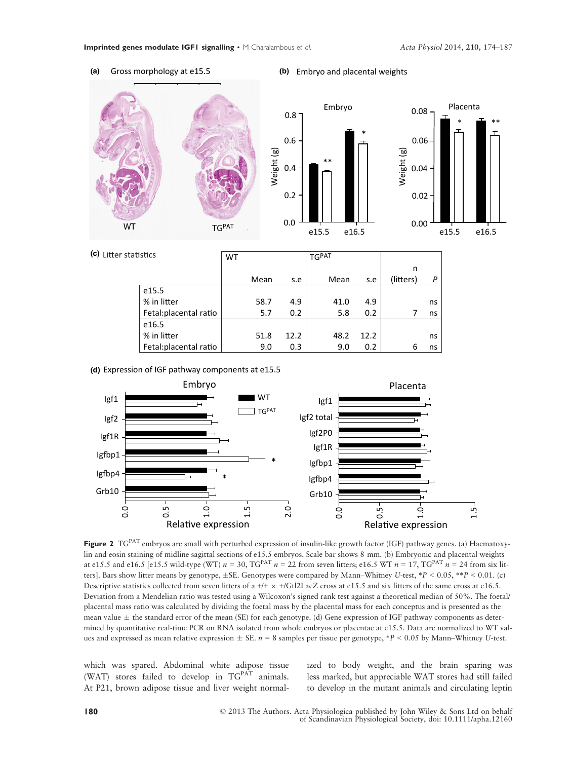(a) Gross morphology at e15.5

(b) Embryo and placental weights

(c) Litter statistics

| | WT | | TG$^{PAT}$ | | | |
|---|---|---|---|---|---|---|
| | Mean | s.e | Mean | s.e | n (litters) | P |
| e15.5 | | | | | | |
| % in litter | 58.7 | 4.9 | 41.0 | 4.9 | | ns |
| Fetal:placental ratio | 5.7 | 0.2 | 5.8 | 0.2 | 7 | ns |
| e16.5 | | | | | | |
| % in litter | 51.8 | 12.2 | 48.2 | 12.2 | | ns |
| Fetal:placental ratio | 9.0 | 0.3 | 9.0 | 0.2 | 6 | ns |

(d) Expression of IGF pathway components at e15.5

**Figure 2** TG$^{PAT}$ embryos are small with perturbed expression of insulin-like growth factor (IGF) pathway genes. (a) Haematoxylin and eosin staining of midline sagittal sections of e15.5 embryos. Scale bar shows 8 mm. (b) Embryonic and placental weights at e15.5 and e16.5 [e15.5 wild-type (WT) $n$ = 30, TG$^{PAT}$ $n$ = 22 from seven litters; e16.5 WT $n$ = 17, TG$^{PAT}$ $n$ = 24 from six litters]. Bars show litter means by genotype, ±SE. Genotypes were compared by Mann–Whitney $U$-test, *$P < 0.05$, **$P < 0.01$. (c) Descriptive statistics collected from seven litters of a +/+ × +/Gtl2LacZ cross at e15.5 and six litters of the same cross at e16.5. Deviation from a Mendelian ratio was tested using a Wilcoxon's signed rank test against a theoretical median of 50%. The foetal/placental mass ratio was calculated by dividing the foetal mass by the placental mass for each conceptus and is presented as the mean value ± the standard error of the mean (SE) for each genotype. (d) Gene expression of IGF pathway components as determined by quantitative real-time PCR on RNA isolated from whole embryos or placentae at e15.5. Data are normalized to WT values and expressed as mean relative expression ± SE. $n$ = 8 samples per tissue per genotype, *$P < 0.05$ by Mann–Whitney $U$-test.

which was spared. Abdominal white adipose tissue (WAT) stores failed to develop in TG$^{PAT}$ animals. At P21, brown adipose tissue and liver weight normalized to body weight, and the brain sparing was less marked, but appreciable WAT stores had still failed to develop in the mutant animals and circulating leptin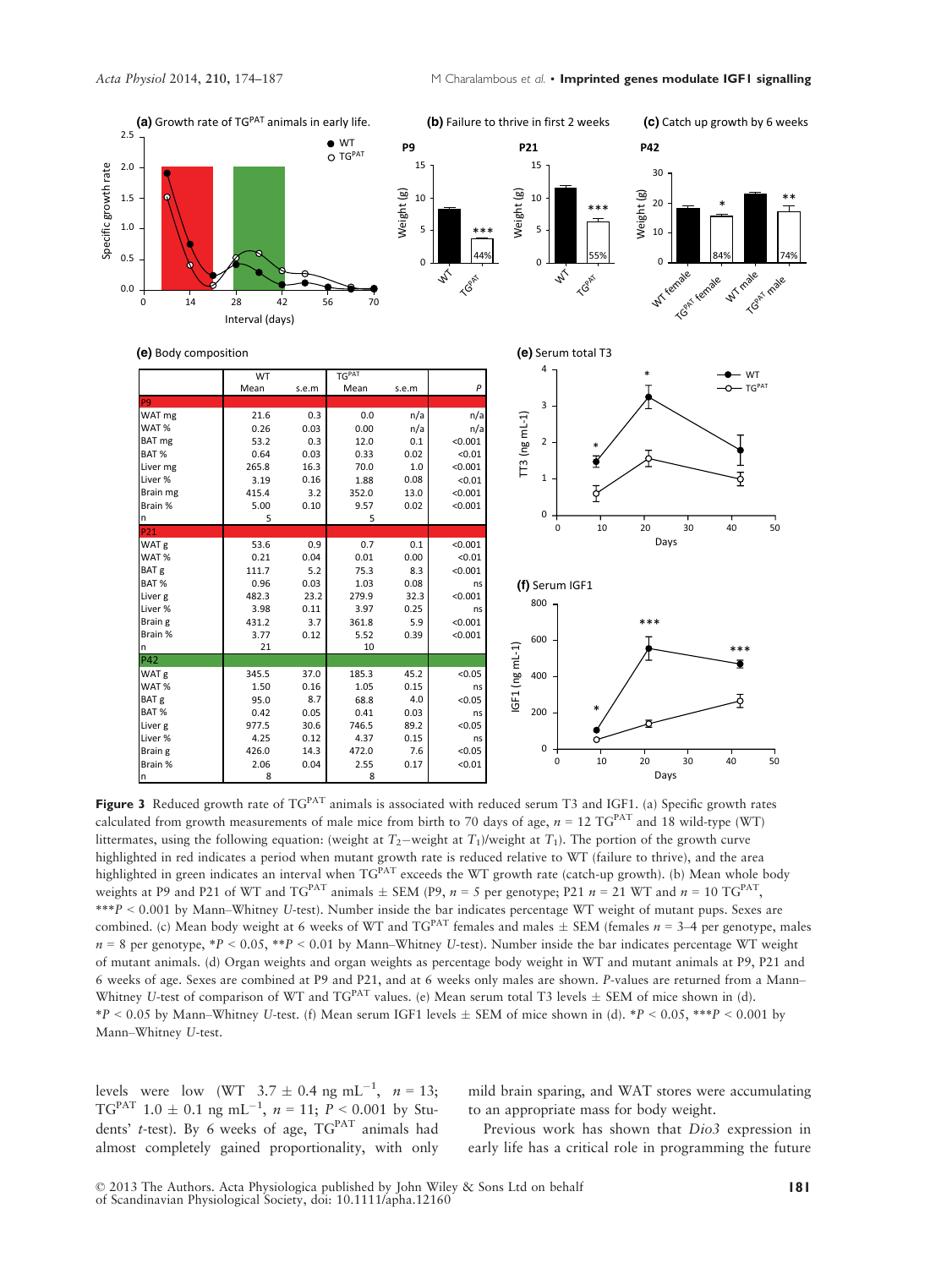(e) Body composition

| | WT | | TG$^{PAT}$ | | |
|---|---|---|---|---|---|
| | Mean | s.e.m | Mean | s.e.m | P |
| **P9** | | | | | |
| WAT mg | 21.6 | 0.3 | 0.0 | n/a | n/a |
| WAT % | 0.26 | 0.03 | 0.00 | n/a | n/a |
| BAT mg | 53.2 | 0.3 | 12.0 | 0.1 | <0.001 |
| BAT % | 0.64 | 0.03 | 0.33 | 0.02 | <0.01 |
| Liver mg | 265.8 | 16.3 | 70.0 | 1.0 | <0.001 |
| Liver % | 3.19 | 0.16 | 1.88 | 0.08 | <0.01 |
| Brain mg | 415.4 | 3.2 | 352.0 | 13.0 | <0.001 |
| Brain % | 5.00 | 0.10 | 9.57 | 0.02 | <0.001 |
| n | 5 | | 5 | | |
| **P21** | | | | | |
| WAT g | 53.6 | 0.9 | 0.7 | 0.1 | <0.001 |
| WAT % | 0.21 | 0.04 | 0.01 | 0.00 | <0.01 |
| BAT g | 111.7 | 5.2 | 75.3 | 8.3 | <0.001 |
| BAT % | 0.96 | 0.03 | 1.03 | 0.08 | ns |
| Liver g | 482.3 | 23.2 | 279.9 | 32.3 | <0.001 |
| Liver % | 3.98 | 0.11 | 3.97 | 0.25 | ns |
| Brain g | 431.2 | 3.7 | 361.8 | 5.9 | <0.001 |
| Brain % | 3.77 | 0.12 | 5.52 | 0.39 | <0.001 |
| n | 21 | | 10 | | |
| **P42** | | | | | |
| WAT g | 345.5 | 37.0 | 185.3 | 45.2 | <0.05 |
| WAT % | 1.50 | 0.16 | 1.05 | 0.15 | ns |
| BAT g | 95.0 | 8.7 | 68.8 | 4.0 | <0.05 |
| BAT % | 0.42 | 0.05 | 0.41 | 0.03 | ns |
| Liver g | 977.5 | 30.6 | 746.5 | 89.2 | <0.05 |
| Liver % | 4.25 | 0.12 | 4.37 | 0.15 | ns |
| Brain g | 426.0 | 14.3 | 472.0 | 7.6 | <0.05 |
| Brain % | 2.06 | 0.04 | 2.55 | 0.17 | <0.01 |
| n | 8 | | 8 | | |

**Figure 3** Reduced growth rate of TG$^{PAT}$ animals is associated with reduced serum T3 and IGF1. (a) Specific growth rates calculated from growth measurements of male mice from birth to 70 days of age, $n = 12$ TG$^{PAT}$ and 18 wild-type (WT) littermates, using the following equation: (weight at $T_2$−weight at $T_1$)/weight at $T_1$). The portion of the growth curve highlighted in red indicates a period when mutant growth rate is reduced relative to WT (failure to thrive), and the area highlighted in green indicates an interval when TG$^{PAT}$ exceeds the WT growth rate (catch-up growth). (b) Mean whole body weights at P9 and P21 of WT and TG$^{PAT}$ animals ± SEM (P9, $n = 5$ per genotype; P21 $n = 21$ WT and $n = 10$ TG$^{PAT}$, ***$P < 0.001$ by Mann–Whitney *U*-test). Number inside the bar indicates percentage WT weight of mutant pups. Sexes are combined. (c) Mean body weight at 6 weeks of WT and TG$^{PAT}$ females and males ± SEM (females $n = 3$–4 per genotype, males $n = 8$ per genotype, *$P < 0.05$, **$P < 0.01$ by Mann–Whitney *U*-test). Number inside the bar indicates percentage WT weight of mutant animals. (d) Organ weights and organ weights as percentage body weight in WT and mutant animals at P9, P21 and 6 weeks of age. Sexes are combined at P9 and P21, and at 6 weeks only males are shown. *P*-values are returned from a Mann–Whitney *U*-test of comparison of WT and TG$^{PAT}$ values. (e) Mean serum total T3 levels ± SEM of mice shown in (d). *$P < 0.05$ by Mann–Whitney *U*-test. (f) Mean serum IGF1 levels ± SEM of mice shown in (d). *$P < 0.05$, ***$P < 0.001$ by Mann–Whitney *U*-test.

levels were low (WT $3.7 \pm 0.4$ ng mL$^{-1}$, $n = 13$; TG$^{PAT}$ $1.0 \pm 0.1$ ng mL$^{-1}$, $n = 11$; $P < 0.001$ by Students' *t*-test). By 6 weeks of age, TG$^{PAT}$ animals had almost completely gained proportionality, with only mild brain sparing, and WAT stores were accumulating to an appropriate mass for body weight.

Previous work has shown that *Dio3* expression in early life has a critical role in programming the future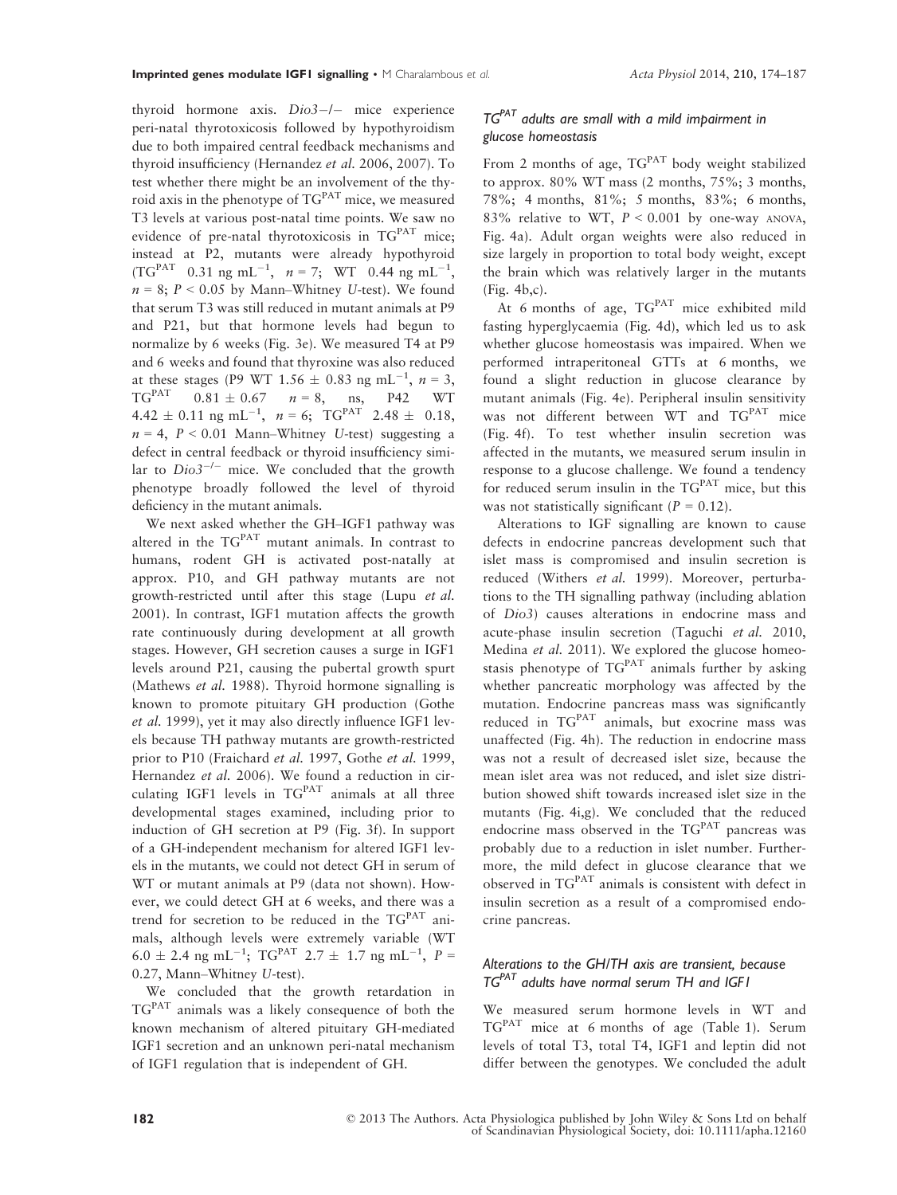thyroid hormone axis. *Dio3*−/− mice experience peri-natal thyrotoxicosis followed by hypothyroidism due to both impaired central feedback mechanisms and thyroid insufficiency (Hernandez *et al.* 2006, 2007). To test whether there might be an involvement of the thyroid axis in the phenotype of $TG^{PAT}$ mice, we measured T3 levels at various post-natal time points. We saw no evidence of pre-natal thyrotoxicosis in $TG^{PAT}$ mice; instead at P2, mutants were already hypothyroid ($TG^{PAT}$ 0.31 ng mL$^{-1}$, $n = 7$; WT 0.44 ng mL$^{-1}$, $n = 8$; $P < 0.05$ by Mann–Whitney *U*-test). We found that serum T3 was still reduced in mutant animals at P9 and P21, but that hormone levels had begun to normalize by 6 weeks (Fig. 3e). We measured T4 at P9 and 6 weeks and found that thyroxine was also reduced at these stages (P9 WT 1.56 ± 0.83 ng mL$^{-1}$, $n = 3$, $TG^{PAT}$ 0.81 ± 0.67 $n = 8$, ns, P42 WT 4.42 ± 0.11 ng mL$^{-1}$, $n = 6$; $TG^{PAT}$ 2.48 ± 0.18, $n = 4$, $P < 0.01$ Mann–Whitney *U*-test) suggesting a defect in central feedback or thyroid insufficiency similar to $Dio3^{-/-}$ mice. We concluded that the growth phenotype broadly followed the level of thyroid deficiency in the mutant animals.

We next asked whether the GH–IGF1 pathway was altered in the $TG^{PAT}$ mutant animals. In contrast to humans, rodent GH is activated post-natally at approx. P10, and GH pathway mutants are not growth-restricted until after this stage (Lupu *et al.* 2001). In contrast, IGF1 mutation affects the growth rate continuously during development at all growth stages. However, GH secretion causes a surge in IGF1 levels around P21, causing the pubertal growth spurt (Mathews *et al.* 1988). Thyroid hormone signalling is known to promote pituitary GH production (Gothe *et al.* 1999), yet it may also directly influence IGF1 levels because TH pathway mutants are growth-restricted prior to P10 (Fraichard *et al.* 1997, Gothe *et al.* 1999, Hernandez *et al.* 2006). We found a reduction in circulating IGF1 levels in $TG^{PAT}$ animals at all three developmental stages examined, including prior to induction of GH secretion at P9 (Fig. 3f). In support of a GH-independent mechanism for altered IGF1 levels in the mutants, we could not detect GH in serum of WT or mutant animals at P9 (data not shown). However, we could detect GH at 6 weeks, and there was a trend for secretion to be reduced in the $TG^{PAT}$ animals, although levels were extremely variable (WT 6.0 ± 2.4 ng mL$^{-1}$; $TG^{PAT}$ 2.7 ± 1.7 ng mL$^{-1}$, $P = 0.27$, Mann–Whitney *U*-test).

We concluded that the growth retardation in $TG^{PAT}$ animals was a likely consequence of both the known mechanism of altered pituitary GH-mediated IGF1 secretion and an unknown peri-natal mechanism of IGF1 regulation that is independent of GH.

### *$TG^{PAT}$ adults are small with a mild impairment in glucose homeostasis*

From 2 months of age, $TG^{PAT}$ body weight stabilized to approx. 80% WT mass (2 months, 75%; 3 months, 78%; 4 months, 81%; 5 months, 83%; 6 months, 83% relative to WT, $P < 0.001$ by one-way ANOVA, Fig. 4a). Adult organ weights were also reduced in size largely in proportion to total body weight, except the brain which was relatively larger in the mutants (Fig. 4b,c).

At 6 months of age, $TG^{PAT}$ mice exhibited mild fasting hyperglycaemia (Fig. 4d), which led us to ask whether glucose homeostasis was impaired. When we performed intraperitoneal GTTs at 6 months, we found a slight reduction in glucose clearance by mutant animals (Fig. 4e). Peripheral insulin sensitivity was not different between WT and $TG^{PAT}$ mice (Fig. 4f). To test whether insulin secretion was affected in the mutants, we measured serum insulin in response to a glucose challenge. We found a tendency for reduced serum insulin in the $TG^{PAT}$ mice, but this was not statistically significant ($P = 0.12$).

Alterations to IGF signalling are known to cause defects in endocrine pancreas development such that islet mass is compromised and insulin secretion is reduced (Withers *et al.* 1999). Moreover, perturbations to the TH signalling pathway (including ablation of *Dio3*) causes alterations in endocrine mass and acute-phase insulin secretion (Taguchi *et al.* 2010, Medina *et al.* 2011). We explored the glucose homeostasis phenotype of $TG^{PAT}$ animals further by asking whether pancreatic morphology was affected by the mutation. Endocrine pancreas mass was significantly reduced in $TG^{PAT}$ animals, but exocrine mass was unaffected (Fig. 4h). The reduction in endocrine mass was not a result of decreased islet size, because the mean islet area was not reduced, and islet size distribution showed shift towards increased islet size in the mutants (Fig. 4i,g). We concluded that the reduced endocrine mass observed in the $TG^{PAT}$ pancreas was probably due to a reduction in islet number. Furthermore, the mild defect in glucose clearance that we observed in $TG^{PAT}$ animals is consistent with defect in insulin secretion as a result of a compromised endocrine pancreas.

### *Alterations to the GH/TH axis are transient, because $TG^{PAT}$ adults have normal serum TH and IGF1*

We measured serum hormone levels in WT and $TG^{PAT}$ mice at 6 months of age (Table 1). Serum levels of total T3, total T4, IGF1 and leptin did not differ between the genotypes. We concluded the adult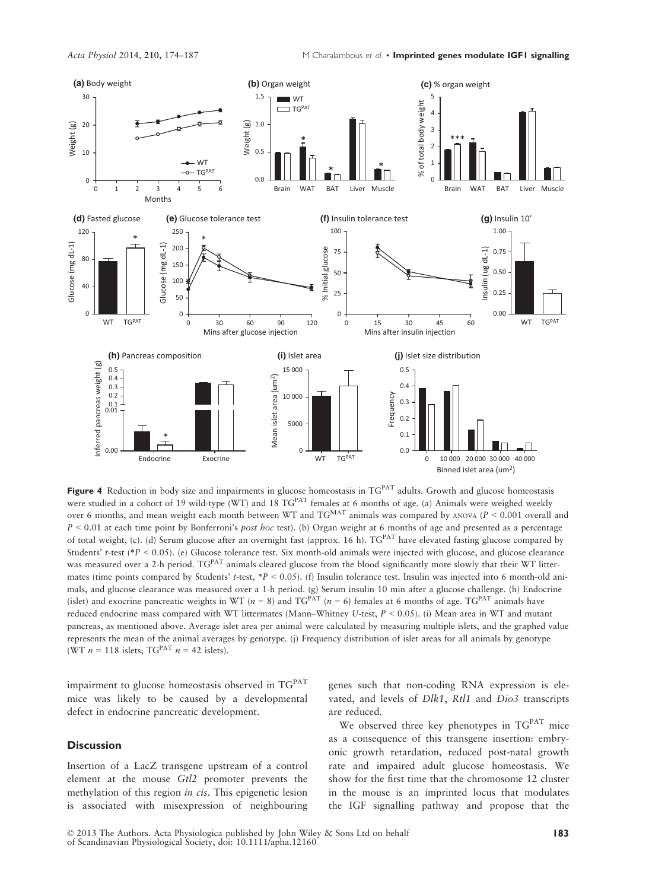**Figure 4** Reduction in body size and impairments in glucose homeostasis in $TG^{PAT}$ adults. Growth and glucose homeostasis were studied in a cohort of 19 wild-type (WT) and 18 $TG^{PAT}$ females at 6 months of age. (a) Animals were weighed weekly over 6 months, and mean weight each month between WT and $TG^{MAT}$ animals was compared by ANOVA ($P < 0.001$ overall and $P < 0.01$ at each time point by Bonferroni's *post hoc* test). (b) Organ weight at 6 months of age and presented as a percentage of total weight, (c). (d) Serum glucose after an overnight fast (approx. 16 h). $TG^{PAT}$ have elevated fasting glucose compared by Students' *t*-test (*$P < 0.05$). (e) Glucose tolerance test. Six month-old animals were injected with glucose, and glucose clearance was measured over a 2-h period. $TG^{PAT}$ animals cleared glucose from the blood significantly more slowly that their WT littermates (time points compared by Students' *t*-test, *$P < 0.05$). (f) Insulin tolerance test. Insulin was injected into 6 month-old animals, and glucose clearance was measured over a 1-h period. (g) Serum insulin 10 min after a glucose challenge. (h) Endocrine (islet) and exocrine pancreatic weights in WT ($n = 8$) and $TG^{PAT}$ ($n = 6$) females at 6 months of age. $TG^{PAT}$ animals have reduced endocrine mass compared with WT littermates (Mann–Whitney *U*-test, $P < 0.05$). (i) Mean area in WT and mutant pancreas, as mentioned above. Average islet area per animal were calculated by measuring multiple islets, and the graphed value represents the mean of the animal averages by genotype. (j) Frequency distribution of islet areas for all animals by genotype (WT $n = 118$ islets; $TG^{PAT}$ $n = 42$ islets).

impairment to glucose homeostasis observed in $TG^{PAT}$ mice was likely to be caused by a developmental defect in endocrine pancreatic development.

## Discussion

Insertion of a LacZ transgene upstream of a control element at the mouse *Gtl2* promoter prevents the methylation of this region *in cis*. This epigenetic lesion is associated with misexpression of neighbouring genes such that non-coding RNA expression is elevated, and levels of *Dlk1*, *Rtl1* and *Dio3* transcripts are reduced.

We observed three key phenotypes in $TG^{PAT}$ mice as a consequence of this transgene insertion: embryonic growth retardation, reduced post-natal growth rate and impaired adult glucose homeostasis. We show for the first time that the chromosome 12 cluster in the mouse is an imprinted locus that modulates the IGF signalling pathway and propose that the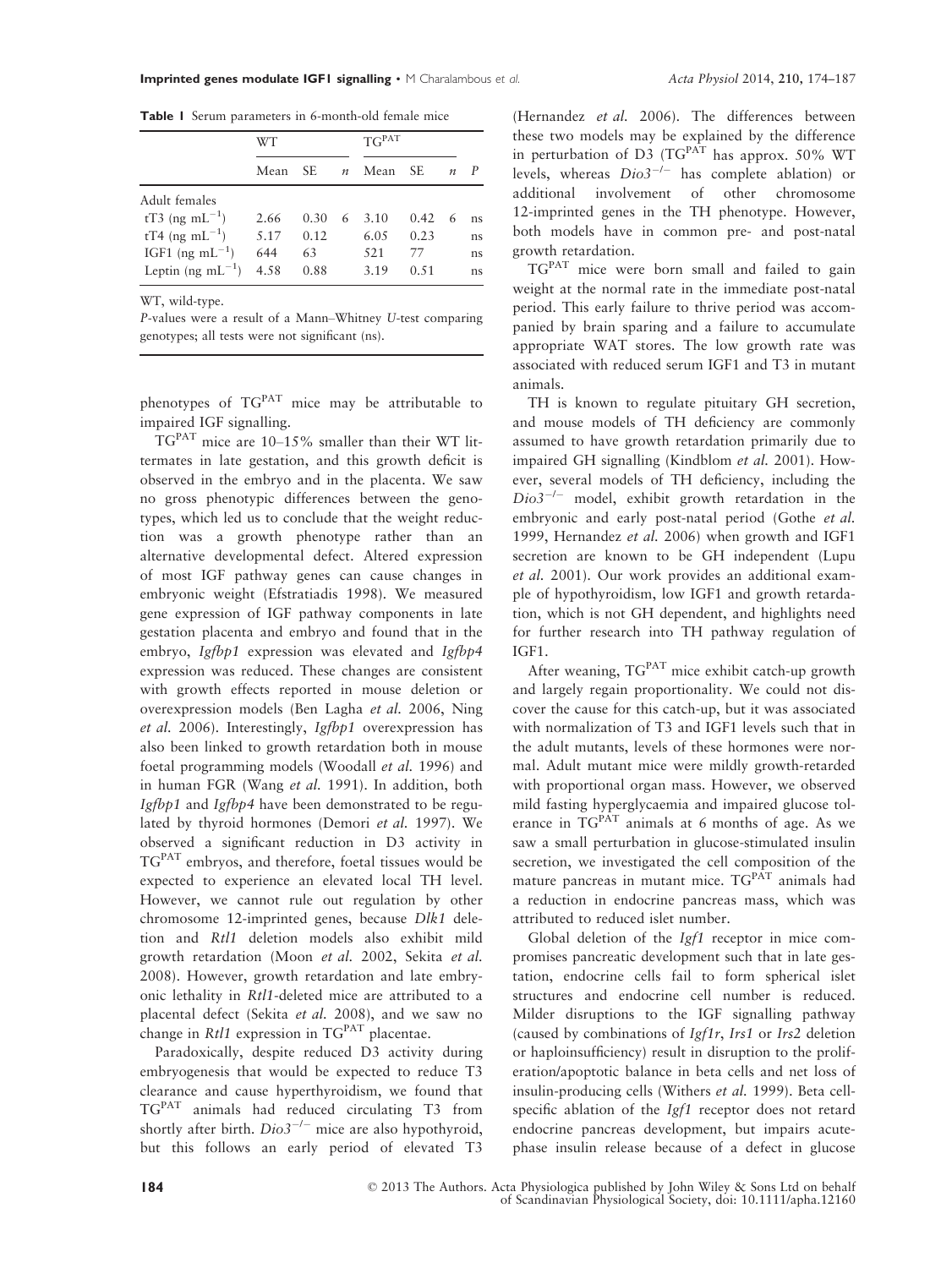**Table 1** Serum parameters in 6-month-old female mice

| | WT | | | $TG^{PAT}$ | | | |
|---|---|---|---|---|---|---|---|
| | Mean | SE | *n* | Mean | SE | *n* | *P* |
| Adult females | | | | | | | |
| tT3 (ng $mL^{-1}$) | 2.66 | 0.30 | 6 | 3.10 | 0.42 | 6 | ns |
| tT4 (ng $mL^{-1}$) | 5.17 | 0.12 | | 6.05 | 0.23 | | ns |
| IGF1 (ng $mL^{-1}$) | 644 | 63 | | 521 | 77 | | ns |
| Leptin (ng $mL^{-1}$) | 4.58 | 0.88 | | 3.19 | 0.51 | | ns |

WT, wild-type.

*P*-values were a result of a Mann–Whitney *U*-test comparing genotypes; all tests were not significant (ns).

phenotypes of $TG^{PAT}$ mice may be attributable to impaired IGF signalling.

$TG^{PAT}$ mice are 10–15% smaller than their WT littermates in late gestation, and this growth deficit is observed in the embryo and in the placenta. We saw no gross phenotypic differences between the genotypes, which led us to conclude that the weight reduction was a growth phenotype rather than an alternative developmental defect. Altered expression of most IGF pathway genes can cause changes in embryonic weight (Efstratiadis 1998). We measured gene expression of IGF pathway components in late gestation placenta and embryo and found that in the embryo, *Igfbp1* expression was elevated and *Igfbp4* expression was reduced. These changes are consistent with growth effects reported in mouse deletion or overexpression models (Ben Lagha *et al.* 2006, Ning *et al.* 2006). Interestingly, *Igfbp1* overexpression has also been linked to growth retardation both in mouse foetal programming models (Woodall *et al.* 1996) and in human FGR (Wang *et al.* 1991). In addition, both *Igfbp1* and *Igfbp4* have been demonstrated to be regulated by thyroid hormones (Demori *et al.* 1997). We observed a significant reduction in D3 activity in $TG^{PAT}$ embryos, and therefore, foetal tissues would be expected to experience an elevated local TH level. However, we cannot rule out regulation by other chromosome 12-imprinted genes, because *Dlk1* deletion and *Rtl1* deletion models also exhibit mild growth retardation (Moon *et al.* 2002, Sekita *et al.* 2008). However, growth retardation and late embryonic lethality in *Rtl1*-deleted mice are attributed to a placental defect (Sekita *et al.* 2008), and we saw no change in *Rtl1* expression in $TG^{PAT}$ placentae.

Paradoxically, despite reduced D3 activity during embryogenesis that would be expected to reduce T3 clearance and cause hyperthyroidism, we found that $TG^{PAT}$ animals had reduced circulating T3 from shortly after birth. $Dio3^{-/-}$ mice are also hypothyroid, but this follows an early period of elevated T3 (Hernandez *et al.* 2006). The differences between these two models may be explained by the difference in perturbation of D3 ($TG^{PAT}$ has approx. 50% WT levels, whereas $Dio3^{-/-}$ has complete ablation) or additional involvement of other chromosome 12-imprinted genes in the TH phenotype. However, both models have in common pre- and post-natal growth retardation.

$TG^{PAT}$ mice were born small and failed to gain weight at the normal rate in the immediate post-natal period. This early failure to thrive period was accompanied by brain sparing and a failure to accumulate appropriate WAT stores. The low growth rate was associated with reduced serum IGF1 and T3 in mutant animals.

TH is known to regulate pituitary GH secretion, and mouse models of TH deficiency are commonly assumed to have growth retardation primarily due to impaired GH signalling (Kindblom *et al.* 2001). However, several models of TH deficiency, including the $Dio3^{-/-}$ model, exhibit growth retardation in the embryonic and early post-natal period (Gothe *et al.* 1999, Hernandez *et al.* 2006) when growth and IGF1 secretion are known to be GH independent (Lupu *et al.* 2001). Our work provides an additional example of hypothyroidism, low IGF1 and growth retardation, which is not GH dependent, and highlights need for further research into TH pathway regulation of IGF1.

After weaning, $TG^{PAT}$ mice exhibit catch-up growth and largely regain proportionality. We could not discover the cause for this catch-up, but it was associated with normalization of T3 and IGF1 levels such that in the adult mutants, levels of these hormones were normal. Adult mutant mice were mildly growth-retarded with proportional organ mass. However, we observed mild fasting hyperglycaemia and impaired glucose tolerance in $TG^{PAT}$ animals at 6 months of age. As we saw a small perturbation in glucose-stimulated insulin secretion, we investigated the cell composition of the mature pancreas in mutant mice. $TG^{PAT}$ animals had a reduction in endocrine pancreas mass, which was attributed to reduced islet number.

Global deletion of the *Igf1* receptor in mice compromises pancreatic development such that in late gestation, endocrine cells fail to form spherical islet structures and endocrine cell number is reduced. Milder disruptions to the IGF signalling pathway (caused by combinations of *Igf1r*, *Irs1* or *Irs2* deletion or haploinsufficiency) result in disruption to the proliferation/apoptotic balance in beta cells and net loss of insulin-producing cells (Withers *et al.* 1999). Beta cell-specific ablation of the *Igf1* receptor does not retard endocrine pancreas development, but impairs acute-phase insulin release because of a defect in glucose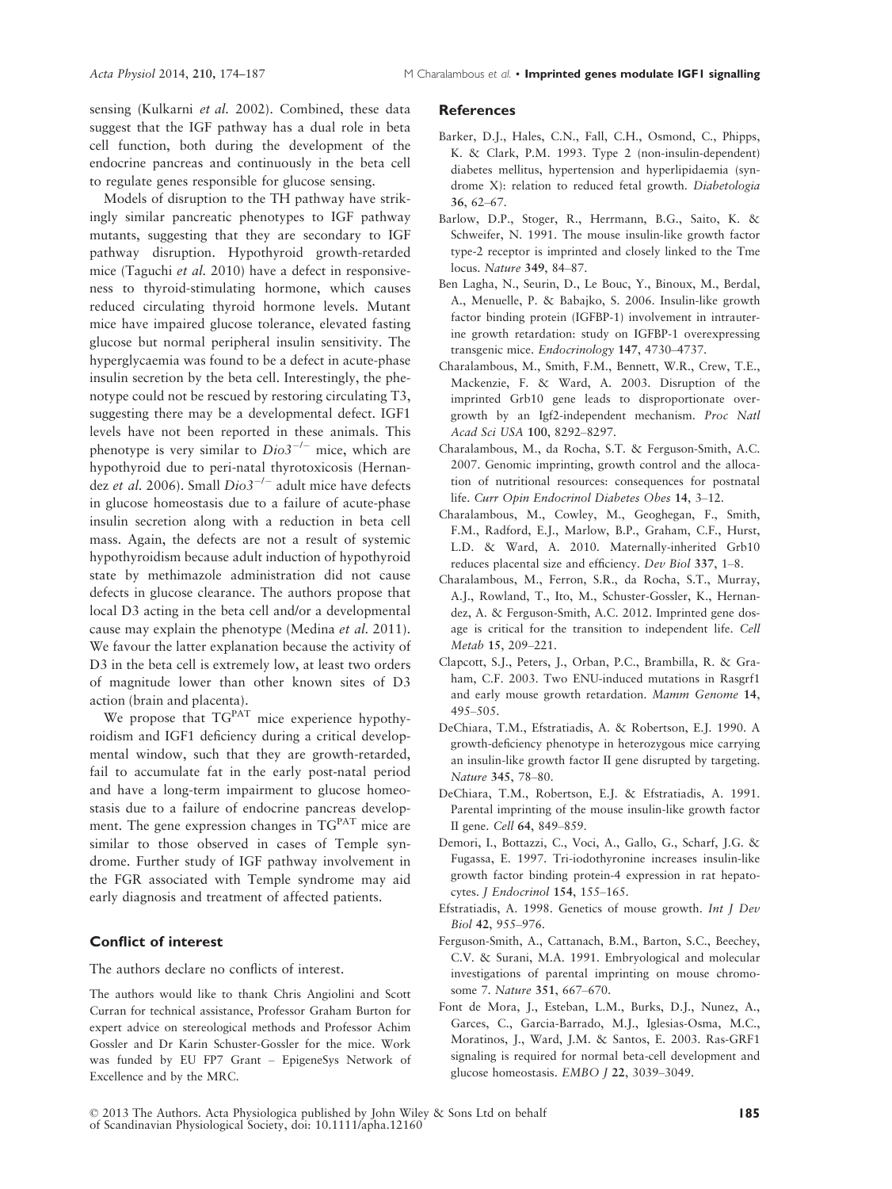sensing (Kulkarni *et al.* 2002). Combined, these data suggest that the IGF pathway has a dual role in beta cell function, both during the development of the endocrine pancreas and continuously in the beta cell to regulate genes responsible for glucose sensing.

Models of disruption to the TH pathway have strikingly similar pancreatic phenotypes to IGF pathway mutants, suggesting that they are secondary to IGF pathway disruption. Hypothyroid growth-retarded mice (Taguchi *et al.* 2010) have a defect in responsiveness to thyroid-stimulating hormone, which causes reduced circulating thyroid hormone levels. Mutant mice have impaired glucose tolerance, elevated fasting glucose but normal peripheral insulin sensitivity. The hyperglycaemia was found to be a defect in acute-phase insulin secretion by the beta cell. Interestingly, the phenotype could not be rescued by restoring circulating T3, suggesting there may be a developmental defect. IGF1 levels have not been reported in these animals. This phenotype is very similar to *Dio3*$^{-/-}$ mice, which are hypothyroid due to peri-natal thyrotoxicosis (Hernandez *et al.* 2006). Small *Dio3*$^{-/-}$ adult mice have defects in glucose homeostasis due to a failure of acute-phase insulin secretion along with a reduction in beta cell mass. Again, the defects are not a result of systemic hypothyroidism because adult induction of hypothyroid state by methimazole administration did not cause defects in glucose clearance. The authors propose that local D3 acting in the beta cell and/or a developmental cause may explain the phenotype (Medina *et al.* 2011). We favour the latter explanation because the activity of D3 in the beta cell is extremely low, at least two orders of magnitude lower than other known sites of D3 action (brain and placenta).

We propose that TG$^{PAT}$ mice experience hypothyroidism and IGF1 deficiency during a critical developmental window, such that they are growth-retarded, fail to accumulate fat in the early post-natal period and have a long-term impairment to glucose homeostasis due to a failure of endocrine pancreas development. The gene expression changes in TG$^{PAT}$ mice are similar to those observed in cases of Temple syndrome. Further study of IGF pathway involvement in the FGR associated with Temple syndrome may aid early diagnosis and treatment of affected patients.

## Conflict of interest

The authors declare no conflicts of interest.

The authors would like to thank Chris Angiolini and Scott Curran for technical assistance, Professor Graham Burton for expert advice on stereological methods and Professor Achim Gossler and Dr Karin Schuster-Gossler for the mice. Work was funded by EU FP7 Grant – EpigeneSys Network of Excellence and by the MRC.

## References

Barker, D.J., Hales, C.N., Fall, C.H., Osmond, C., Phipps, K. & Clark, P.M. 1993. Type 2 (non-insulin-dependent) diabetes mellitus, hypertension and hyperlipidaemia (syndrome X): relation to reduced fetal growth. *Diabetologia* **36**, 62–67.

Barlow, D.P., Stoger, R., Herrmann, B.G., Saito, K. & Schweifer, N. 1991. The mouse insulin-like growth factor type-2 receptor is imprinted and closely linked to the Tme locus. *Nature* **349**, 84–87.

Ben Lagha, N., Seurin, D., Le Bouc, Y., Binoux, M., Berdal, A., Menuelle, P. & Babajko, S. 2006. Insulin-like growth factor binding protein (IGFBP-1) involvement in intrauterine growth retardation: study on IGFBP-1 overexpressing transgenic mice. *Endocrinology* **147**, 4730–4737.

Charalambous, M., Smith, F.M., Bennett, W.R., Crew, T.E., Mackenzie, F. & Ward, A. 2003. Disruption of the imprinted Grb10 gene leads to disproportionate overgrowth by an Igf2-independent mechanism. *Proc Natl Acad Sci USA* **100**, 8292–8297.

Charalambous, M., da Rocha, S.T. & Ferguson-Smith, A.C. 2007. Genomic imprinting, growth control and the allocation of nutritional resources: consequences for postnatal life. *Curr Opin Endocrinol Diabetes Obes* **14**, 3–12.

Charalambous, M., Cowley, M., Geoghegan, F., Smith, F.M., Radford, E.J., Marlow, B.P., Graham, C.F., Hurst, L.D. & Ward, A. 2010. Maternally-inherited Grb10 reduces placental size and efficiency. *Dev Biol* **337**, 1–8.

Charalambous, M., Ferron, S.R., da Rocha, S.T., Murray, A.J., Rowland, T., Ito, M., Schuster-Gossler, K., Hernandez, A. & Ferguson-Smith, A.C. 2012. Imprinted gene dosage is critical for the transition to independent life. *Cell Metab* **15**, 209–221.

Clapcott, S.J., Peters, J., Orban, P.C., Brambilla, R. & Graham, C.F. 2003. Two ENU-induced mutations in Rasgrf1 and early mouse growth retardation. *Mamm Genome* **14**, 495–505.

DeChiara, T.M., Efstratiadis, A. & Robertson, E.J. 1990. A growth-deficiency phenotype in heterozygous mice carrying an insulin-like growth factor II gene disrupted by targeting. *Nature* **345**, 78–80.

DeChiara, T.M., Robertson, E.J. & Efstratiadis, A. 1991. Parental imprinting of the mouse insulin-like growth factor II gene. *Cell* **64**, 849–859.

Demori, I., Bottazzi, C., Voci, A., Gallo, G., Scharf, J.G. & Fugassa, E. 1997. Tri-iodothyronine increases insulin-like growth factor binding protein-4 expression in rat hepatocytes. *J Endocrinol* **154**, 155–165.

Efstratiadis, A. 1998. Genetics of mouse growth. *Int J Dev Biol* **42**, 955–976.

Ferguson-Smith, A., Cattanach, B.M., Barton, S.C., Beechey, C.V. & Surani, M.A. 1991. Embryological and molecular investigations of parental imprinting on mouse chromosome 7. *Nature* **351**, 667–670.

Font de Mora, J., Esteban, L.M., Burks, D.J., Nunez, A., Garces, C., Garcia-Barrado, M.J., Iglesias-Osma, M.C., Moratinos, J., Ward, J.M. & Santos, E. 2003. Ras-GRF1 signaling is required for normal beta-cell development and glucose homeostasis. *EMBO J* **22**, 3039–3049.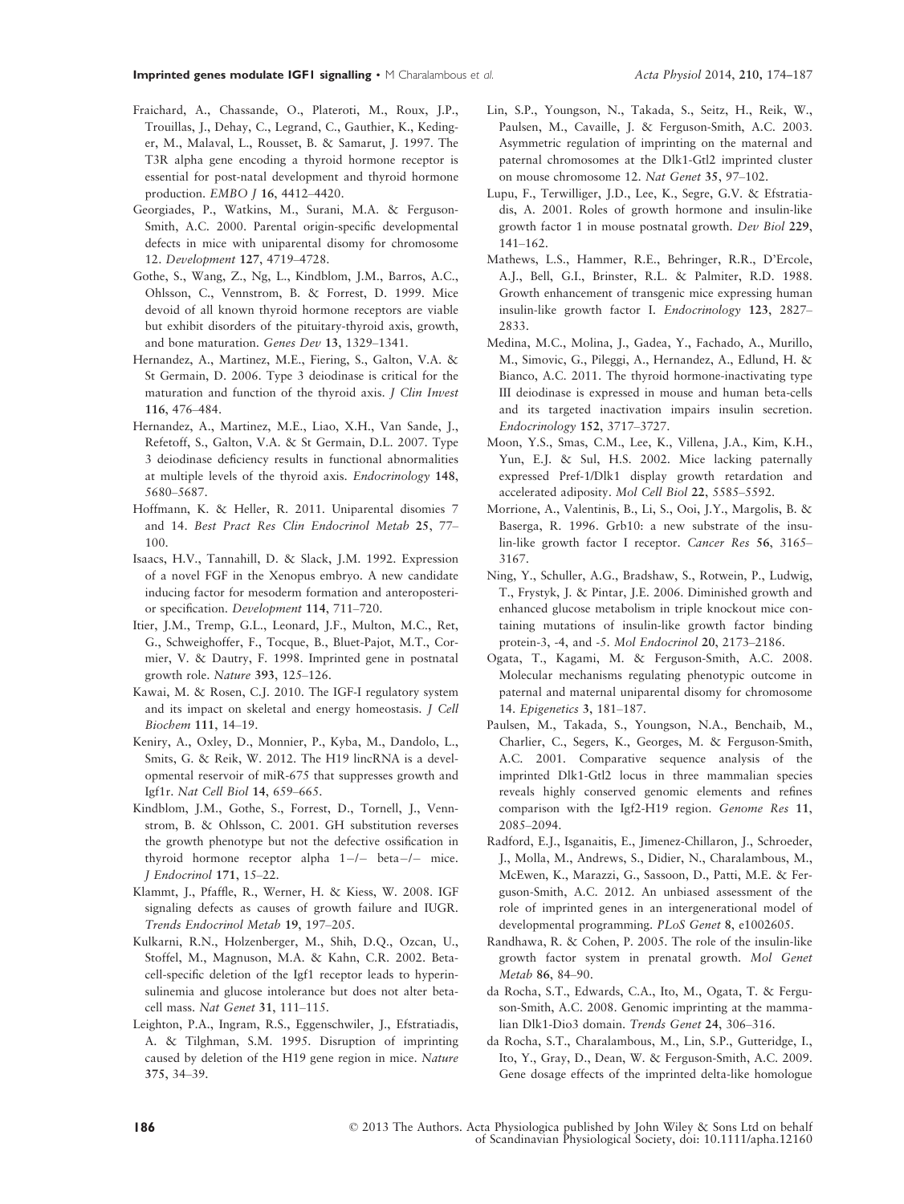Fraichard, A., Chassande, O., Plateroti, M., Roux, J.P., Trouillas, J., Dehay, C., Legrand, C., Gauthier, K., Kedinger, M., Malaval, L., Rousset, B. & Samarut, J. 1997. The T3R alpha gene encoding a thyroid hormone receptor is essential for post-natal development and thyroid hormone production. *EMBO J* 16, 4412–4420.

Georgiades, P., Watkins, M., Surani, M.A. & Ferguson-Smith, A.C. 2000. Parental origin-specific developmental defects in mice with uniparental disomy for chromosome 12. *Development* 127, 4719–4728.

Gothe, S., Wang, Z., Ng, L., Kindblom, J.M., Barros, A.C., Ohlsson, C., Vennstrom, B. & Forrest, D. 1999. Mice devoid of all known thyroid hormone receptors are viable but exhibit disorders of the pituitary-thyroid axis, growth, and bone maturation. *Genes Dev* 13, 1329–1341.

Hernandez, A., Martinez, M.E., Fiering, S., Galton, V.A. & St Germain, D. 2006. Type 3 deiodinase is critical for the maturation and function of the thyroid axis. *J Clin Invest* 116, 476–484.

Hernandez, A., Martinez, M.E., Liao, X.H., Van Sande, J., Refetoff, S., Galton, V.A. & St Germain, D.L. 2007. Type 3 deiodinase deficiency results in functional abnormalities at multiple levels of the thyroid axis. *Endocrinology* 148, 5680–5687.

Hoffmann, K. & Heller, R. 2011. Uniparental disomies 7 and 14. *Best Pract Res Clin Endocrinol Metab* 25, 77–100.

Isaacs, H.V., Tannahill, D. & Slack, J.M. 1992. Expression of a novel FGF in the Xenopus embryo. A new candidate inducing factor for mesoderm formation and anteroposterior specification. *Development* 114, 711–720.

Itier, J.M., Tremp, G.L., Leonard, J.F., Multon, M.C., Ret, G., Schweighoffer, F., Tocque, B., Bluet-Pajot, M.T., Cormier, V. & Dautry, F. 1998. Imprinted gene in postnatal growth role. *Nature* 393, 125–126.

Kawai, M. & Rosen, C.J. 2010. The IGF-I regulatory system and its impact on skeletal and energy homeostasis. *J Cell Biochem* 111, 14–19.

Keniry, A., Oxley, D., Monnier, P., Kyba, M., Dandolo, L., Smits, G. & Reik, W. 2012. The H19 lincRNA is a developmental reservoir of miR-675 that suppresses growth and Igf1r. *Nat Cell Biol* 14, 659–665.

Kindblom, J.M., Gothe, S., Forrest, D., Tornell, J., Vennstrom, B. & Ohlsson, C. 2001. GH substitution reverses the growth phenotype but not the defective ossification in thyroid hormone receptor alpha 1−/− beta−/− mice. *J Endocrinol* 171, 15–22.

Klammt, J., Pfaffle, R., Werner, H. & Kiess, W. 2008. IGF signaling defects as causes of growth failure and IUGR. *Trends Endocrinol Metab* 19, 197–205.

Kulkarni, R.N., Holzenberger, M., Shih, D.Q., Ozcan, U., Stoffel, M., Magnuson, M.A. & Kahn, C.R. 2002. Beta-cell-specific deletion of the Igf1 receptor leads to hyperinsulinemia and glucose intolerance but does not alter beta-cell mass. *Nat Genet* 31, 111–115.

Leighton, P.A., Ingram, R.S., Eggenschwiler, J., Efstratiadis, A. & Tilghman, S.M. 1995. Disruption of imprinting caused by deletion of the H19 gene region in mice. *Nature* 375, 34–39.

Lin, S.P., Youngson, N., Takada, S., Seitz, H., Reik, W., Paulsen, M., Cavaille, J. & Ferguson-Smith, A.C. 2003. Asymmetric regulation of imprinting on the maternal and paternal chromosomes at the Dlk1-Gtl2 imprinted cluster on mouse chromosome 12. *Nat Genet* 35, 97–102.

Lupu, F., Terwilliger, J.D., Lee, K., Segre, G.V. & Efstratiadis, A. 2001. Roles of growth hormone and insulin-like growth factor 1 in mouse postnatal growth. *Dev Biol* 229, 141–162.

Mathews, L.S., Hammer, R.E., Behringer, R.R., D'Ercole, A.J., Bell, G.I., Brinster, R.L. & Palmiter, R.D. 1988. Growth enhancement of transgenic mice expressing human insulin-like growth factor I. *Endocrinology* 123, 2827–2833.

Medina, M.C., Molina, J., Gadea, Y., Fachado, A., Murillo, M., Simovic, G., Pileggi, A., Hernandez, A., Edlund, H. & Bianco, A.C. 2011. The thyroid hormone-inactivating type III deiodinase is expressed in mouse and human beta-cells and its targeted inactivation impairs insulin secretion. *Endocrinology* 152, 3717–3727.

Moon, Y.S., Smas, C.M., Lee, K., Villena, J.A., Kim, K.H., Yun, E.J. & Sul, H.S. 2002. Mice lacking paternally expressed Pref-1/Dlk1 display growth retardation and accelerated adiposity. *Mol Cell Biol* 22, 5585–5592.

Morrione, A., Valentinis, B., Li, S., Ooi, J.Y., Margolis, B. & Baserga, R. 1996. Grb10: a new substrate of the insulin-like growth factor I receptor. *Cancer Res* 56, 3165–3167.

Ning, Y., Schuller, A.G., Bradshaw, S., Rotwein, P., Ludwig, T., Frystyk, J. & Pintar, J.E. 2006. Diminished growth and enhanced glucose metabolism in triple knockout mice containing mutations of insulin-like growth factor binding protein-3, -4, and -5. *Mol Endocrinol* 20, 2173–2186.

Ogata, T., Kagami, M. & Ferguson-Smith, A.C. 2008. Molecular mechanisms regulating phenotypic outcome in paternal and maternal uniparental disomy for chromosome 14. *Epigenetics* 3, 181–187.

Paulsen, M., Takada, S., Youngson, N.A., Benchaib, M., Charlier, C., Segers, K., Georges, M. & Ferguson-Smith, A.C. 2001. Comparative sequence analysis of the imprinted Dlk1-Gtl2 locus in three mammalian species reveals highly conserved genomic elements and refines comparison with the Igf2-H19 region. *Genome Res* 11, 2085–2094.

Radford, E.J., Isganaitis, E., Jimenez-Chillaron, J., Schroeder, J., Molla, M., Andrews, S., Didier, N., Charalambous, M., McEwen, K., Marazzi, G., Sassoon, D., Patti, M.E. & Ferguson-Smith, A.C. 2012. An unbiased assessment of the role of imprinted genes in an intergenerational model of developmental programming. *PLoS Genet* 8, e1002605.

Randhawa, R. & Cohen, P. 2005. The role of the insulin-like growth factor system in prenatal growth. *Mol Genet Metab* 86, 84–90.

da Rocha, S.T., Edwards, C.A., Ito, M., Ogata, T. & Ferguson-Smith, A.C. 2008. Genomic imprinting at the mammalian Dlk1-Dio3 domain. *Trends Genet* 24, 306–316.

da Rocha, S.T., Charalambous, M., Lin, S.P., Gutteridge, I., Ito, Y., Gray, D., Dean, W. & Ferguson-Smith, A.C. 2009. Gene dosage effects of the imprinted delta-like homologue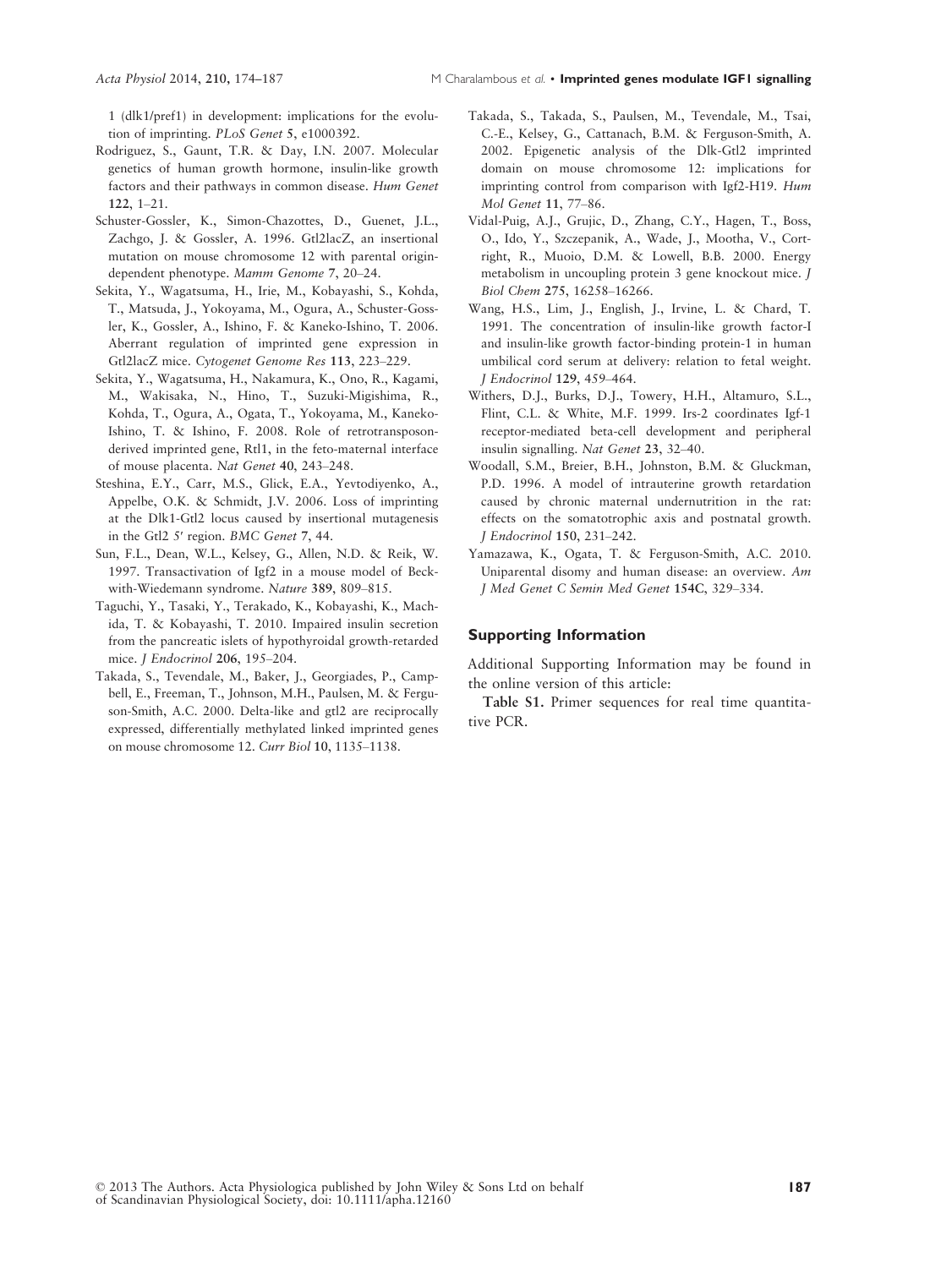1 (dlk1/pref1) in development: implications for the evolution of imprinting. *PLoS Genet* 5, e1000392.

Rodriguez, S., Gaunt, T.R. & Day, I.N. 2007. Molecular genetics of human growth hormone, insulin-like growth factors and their pathways in common disease. *Hum Genet* 122, 1–21.

Schuster-Gossler, K., Simon-Chazottes, D., Guenet, J.L., Zachgo, J. & Gossler, A. 1996. Gtl2lacZ, an insertional mutation on mouse chromosome 12 with parental origin-dependent phenotype. *Mamm Genome* 7, 20–24.

Sekita, Y., Wagatsuma, H., Irie, M., Kobayashi, S., Kohda, T., Matsuda, J., Yokoyama, M., Ogura, A., Schuster-Gossler, K., Gossler, A., Ishino, F. & Kaneko-Ishino, T. 2006. Aberrant regulation of imprinted gene expression in Gtl2lacZ mice. *Cytogenet Genome Res* 113, 223–229.

Sekita, Y., Wagatsuma, H., Nakamura, K., Ono, R., Kagami, M., Wakisaka, N., Hino, T., Suzuki-Migishima, R., Kohda, T., Ogura, A., Ogata, T., Yokoyama, M., Kaneko-Ishino, T. & Ishino, F. 2008. Role of retrotransposon-derived imprinted gene, Rtl1, in the feto-maternal interface of mouse placenta. *Nat Genet* 40, 243–248.

Steshina, E.Y., Carr, M.S., Glick, E.A., Yevtodiyenko, A., Appelbe, O.K. & Schmidt, J.V. 2006. Loss of imprinting at the Dlk1-Gtl2 locus caused by insertional mutagenesis in the Gtl2 5′ region. *BMC Genet* 7, 44.

Sun, F.L., Dean, W.L., Kelsey, G., Allen, N.D. & Reik, W. 1997. Transactivation of Igf2 in a mouse model of Beckwith-Wiedemann syndrome. *Nature* 389, 809–815.

Taguchi, Y., Tasaki, Y., Terakado, K., Kobayashi, K., Machida, T. & Kobayashi, T. 2010. Impaired insulin secretion from the pancreatic islets of hypothyroidal growth-retarded mice. *J Endocrinol* 206, 195–204.

Takada, S., Tevendale, M., Baker, J., Georgiades, P., Campbell, E., Freeman, T., Johnson, M.H., Paulsen, M. & Ferguson-Smith, A.C. 2000. Delta-like and gtl2 are reciprocally expressed, differentially methylated linked imprinted genes on mouse chromosome 12. *Curr Biol* 10, 1135–1138.

Takada, S., Takada, S., Paulsen, M., Tevendale, M., Tsai, C.-E., Kelsey, G., Cattanach, B.M. & Ferguson-Smith, A. 2002. Epigenetic analysis of the Dlk-Gtl2 imprinted domain on mouse chromosome 12: implications for imprinting control from comparison with Igf2-H19. *Hum Mol Genet* 11, 77–86.

Vidal-Puig, A.J., Grujic, D., Zhang, C.Y., Hagen, T., Boss, O., Ido, Y., Szczepanik, A., Wade, J., Mootha, V., Cortright, R., Muoio, D.M. & Lowell, B.B. 2000. Energy metabolism in uncoupling protein 3 gene knockout mice. *J Biol Chem* 275, 16258–16266.

Wang, H.S., Lim, J., English, J., Irvine, L. & Chard, T. 1991. The concentration of insulin-like growth factor-I and insulin-like growth factor-binding protein-1 in human umbilical cord serum at delivery: relation to fetal weight. *J Endocrinol* 129, 459–464.

Withers, D.J., Burks, D.J., Towery, H.H., Altamuro, S.L., Flint, C.L. & White, M.F. 1999. Irs-2 coordinates Igf-1 receptor-mediated beta-cell development and peripheral insulin signalling. *Nat Genet* 23, 32–40.

Woodall, S.M., Breier, B.H., Johnston, B.M. & Gluckman, P.D. 1996. A model of intrauterine growth retardation caused by chronic maternal undernutrition in the rat: effects on the somatotrophic axis and postnatal growth. *J Endocrinol* 150, 231–242.

Yamazawa, K., Ogata, T. & Ferguson-Smith, A.C. 2010. Uniparental disomy and human disease: an overview. *Am J Med Genet C Semin Med Genet* 154C, 329–334.

## Supporting Information

Additional Supporting Information may be found in the online version of this article:

**Table S1.** Primer sequences for real time quantitative PCR.